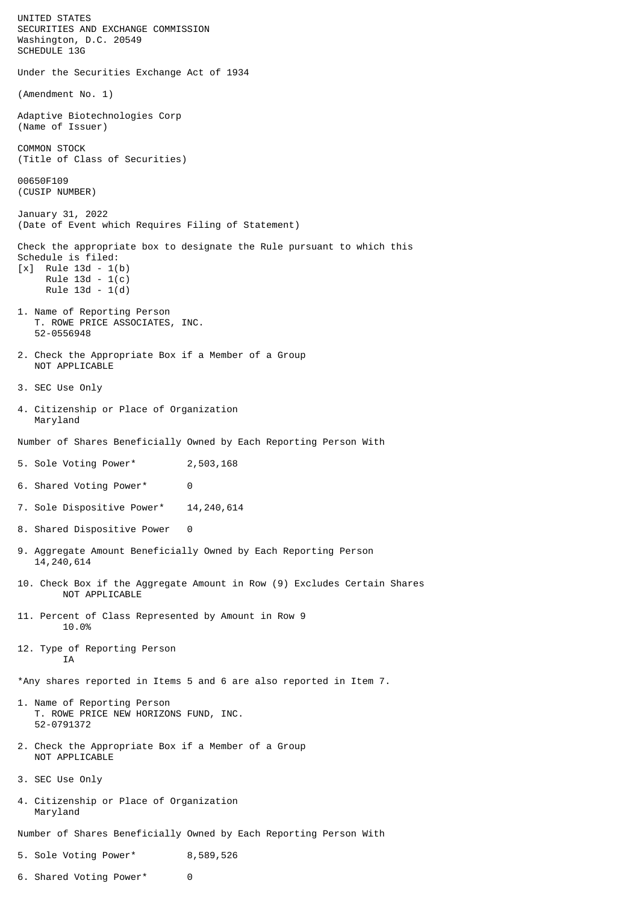UNITED STATES
SECURITIES AND EXCHANGE COMMISSION
Washington, D.C. 20549
SCHEDULE 13G

Under the Securities Exchange Act of 1934

(Amendment No. 1)

Adaptive Biotechnologies Corp
(Name of Issuer)

COMMON STOCK
(Title of Class of Securities)

00650F109
(CUSIP NUMBER)

January 31, 2022
(Date of Event which Requires Filing of Statement)

Check the appropriate box to designate the Rule pursuant to which this Schedule is filed:
[x] Rule 13d - 1(b)
Rule 13d - 1(c)
Rule 13d - 1(d)

1. Name of Reporting Person
   T. ROWE PRICE ASSOCIATES, INC.
   52-0556948

2. Check the Appropriate Box if a Member of a Group
   NOT APPLICABLE

3. SEC Use Only

4. Citizenship or Place of Organization
   Maryland

Number of Shares Beneficially Owned by Each Reporting Person With

5. Sole Voting Power* 2,503,168

6. Shared Voting Power* 0

7. Sole Dispositive Power* 14,240,614

8. Shared Dispositive Power 0

9. Aggregate Amount Beneficially Owned by Each Reporting Person
   14,240,614

10. Check Box if the Aggregate Amount in Row (9) Excludes Certain Shares
    NOT APPLICABLE

11. Percent of Class Represented by Amount in Row 9
    10.0%

12. Type of Reporting Person
    IA

*Any shares reported in Items 5 and 6 are also reported in Item 7.

1. Name of Reporting Person
   T. ROWE PRICE NEW HORIZONS FUND, INC.
   52-0791372

2. Check the Appropriate Box if a Member of a Group
   NOT APPLICABLE

3. SEC Use Only

4. Citizenship or Place of Organization
   Maryland

Number of Shares Beneficially Owned by Each Reporting Person With

5. Sole Voting Power* 8,589,526

6. Shared Voting Power* 0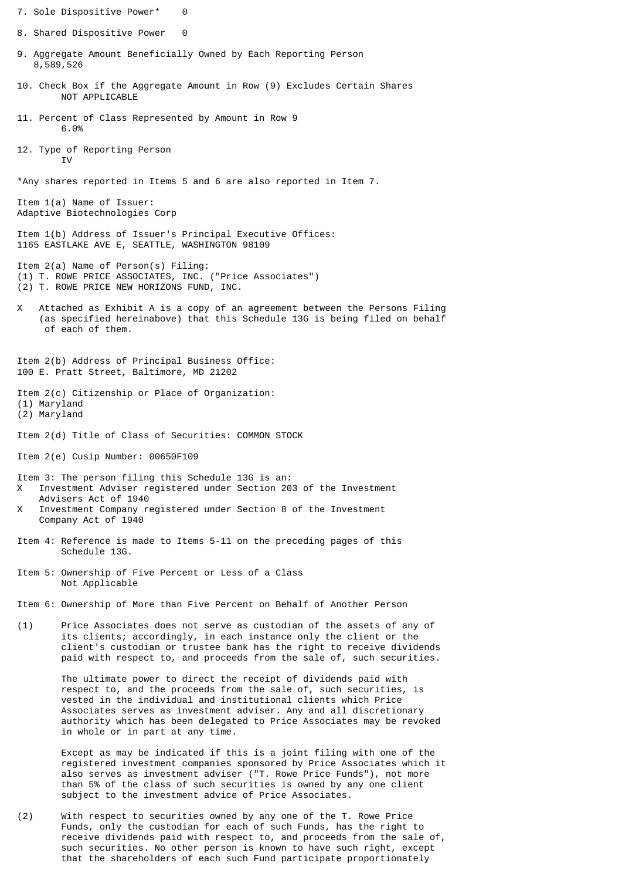7. Sole Dispositive Power* 0

8. Shared Dispositive Power 0

9. Aggregate Amount Beneficially Owned by Each Reporting Person
8,589,526

10. Check Box if the Aggregate Amount in Row (9) Excludes Certain Shares
NOT APPLICABLE

11. Percent of Class Represented by Amount in Row 9
6.0%

12. Type of Reporting Person
IV

*Any shares reported in Items 5 and 6 are also reported in Item 7.

Item 1(a) Name of Issuer:
Adaptive Biotechnologies Corp

Item 1(b) Address of Issuer's Principal Executive Offices:
1165 EASTLAKE AVE E, SEATTLE, WASHINGTON 98109

Item 2(a) Name of Person(s) Filing:
(1) T. ROWE PRICE ASSOCIATES, INC. ("Price Associates")
(2) T. ROWE PRICE NEW HORIZONS FUND, INC.

X Attached as Exhibit A is a copy of an agreement between the Persons Filing (as specified hereinabove) that this Schedule 13G is being filed on behalf of each of them.

Item 2(b) Address of Principal Business Office:
100 E. Pratt Street, Baltimore, MD 21202

Item 2(c) Citizenship or Place of Organization:
(1) Maryland
(2) Maryland

Item 2(d) Title of Class of Securities: COMMON STOCK

Item 2(e) Cusip Number: 00650F109

Item 3: The person filing this Schedule 13G is an:
X Investment Adviser registered under Section 203 of the Investment Advisers Act of 1940
X Investment Company registered under Section 8 of the Investment Company Act of 1940

Item 4: Reference is made to Items 5-11 on the preceding pages of this Schedule 13G.

Item 5: Ownership of Five Percent or Less of a Class
Not Applicable

Item 6: Ownership of More than Five Percent on Behalf of Another Person

(1) Price Associates does not serve as custodian of the assets of any of its clients; accordingly, in each instance only the client or the client's custodian or trustee bank has the right to receive dividends paid with respect to, and proceeds from the sale of, such securities.

The ultimate power to direct the receipt of dividends paid with respect to, and the proceeds from the sale of, such securities, is vested in the individual and institutional clients which Price Associates serves as investment adviser. Any and all discretionary authority which has been delegated to Price Associates may be revoked in whole or in part at any time.

Except as may be indicated if this is a joint filing with one of the registered investment companies sponsored by Price Associates which it also serves as investment adviser ("T. Rowe Price Funds"), not more than 5% of the class of such securities is owned by any one client subject to the investment advice of Price Associates.

(2) With respect to securities owned by any one of the T. Rowe Price Funds, only the custodian for each of such Funds, has the right to receive dividends paid with respect to, and proceeds from the sale of, such securities. No other person is known to have such right, except that the shareholders of each such Fund participate proportionately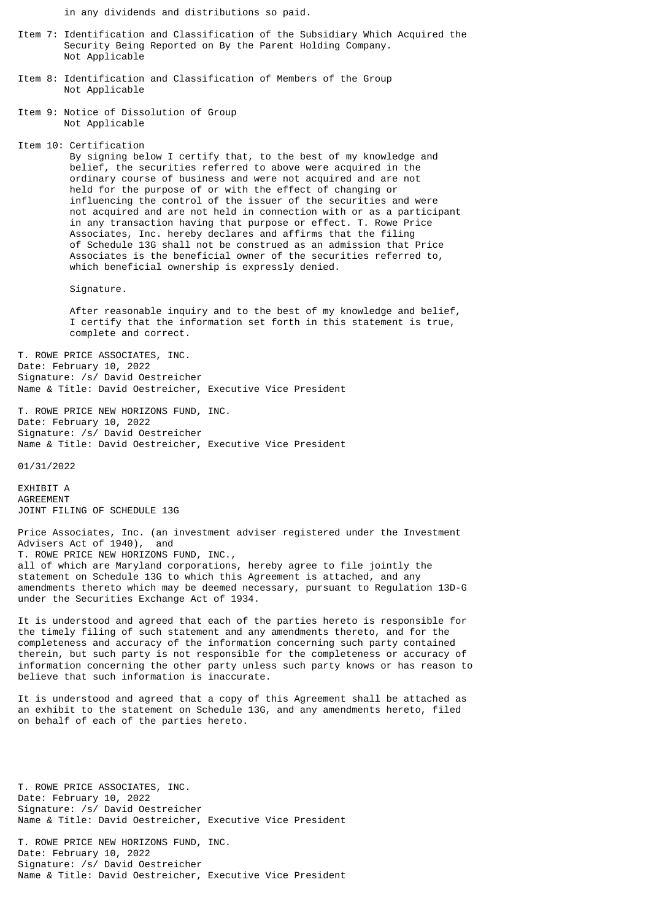in any dividends and distributions so paid.

Item 7: Identification and Classification of the Subsidiary Which Acquired the Security Being Reported on By the Parent Holding Company.
Not Applicable

Item 8: Identification and Classification of Members of the Group
Not Applicable

Item 9: Notice of Dissolution of Group
Not Applicable

Item 10: Certification

By signing below I certify that, to the best of my knowledge and belief, the securities referred to above were acquired in the ordinary course of business and were not acquired and are not held for the purpose of or with the effect of changing or influencing the control of the issuer of the securities and were not acquired and are not held in connection with or as a participant in any transaction having that purpose or effect. T. Rowe Price Associates, Inc. hereby declares and affirms that the filing of Schedule 13G shall not be construed as an admission that Price Associates is the beneficial owner of the securities referred to, which beneficial ownership is expressly denied.

Signature.

After reasonable inquiry and to the best of my knowledge and belief, I certify that the information set forth in this statement is true, complete and correct.

T. ROWE PRICE ASSOCIATES, INC.
Date: February 10, 2022
Signature: /s/ David Oestreicher
Name & Title: David Oestreicher, Executive Vice President

T. ROWE PRICE NEW HORIZONS FUND, INC.
Date: February 10, 2022
Signature: /s/ David Oestreicher
Name & Title: David Oestreicher, Executive Vice President

01/31/2022

EXHIBIT A
AGREEMENT
JOINT FILING OF SCHEDULE 13G

Price Associates, Inc. (an investment adviser registered under the Investment Advisers Act of 1940), and
T. ROWE PRICE NEW HORIZONS FUND, INC.,
all of which are Maryland corporations, hereby agree to file jointly the statement on Schedule 13G to which this Agreement is attached, and any amendments thereto which may be deemed necessary, pursuant to Regulation 13D-G under the Securities Exchange Act of 1934.

It is understood and agreed that each of the parties hereto is responsible for the timely filing of such statement and any amendments thereto, and for the completeness and accuracy of the information concerning such party contained therein, but such party is not responsible for the completeness or accuracy of information concerning the other party unless such party knows or has reason to believe that such information is inaccurate.

It is understood and agreed that a copy of this Agreement shall be attached as an exhibit to the statement on Schedule 13G, and any amendments hereto, filed on behalf of each of the parties hereto.

T. ROWE PRICE ASSOCIATES, INC.
Date: February 10, 2022
Signature: /s/ David Oestreicher
Name & Title: David Oestreicher, Executive Vice President

T. ROWE PRICE NEW HORIZONS FUND, INC.
Date: February 10, 2022
Signature: /s/ David Oestreicher
Name & Title: David Oestreicher, Executive Vice President